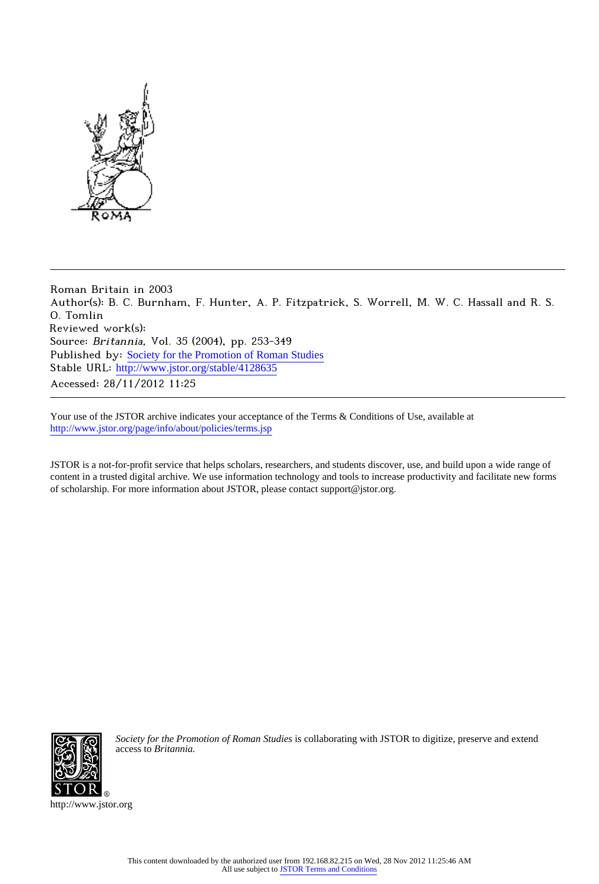Roman Britain in 2003
Author(s): B. C. Burnham, F. Hunter, A. P. Fitzpatrick, S. Worrell, M. W. C. Hassall and R. S. O. Tomlin
Reviewed work(s):
Source: *Britannia*, Vol. 35 (2004), pp. 253-349
Published by: Society for the Promotion of Roman Studies
Stable URL: http://www.jstor.org/stable/4128635
Accessed: 28/11/2012 11:25

---

Your use of the JSTOR archive indicates your acceptance of the Terms & Conditions of Use, available at
http://www.jstor.org/page/info/about/policies/terms.jsp

JSTOR is a not-for-profit service that helps scholars, researchers, and students discover, use, and build upon a wide range of content in a trusted digital archive. We use information technology and tools to increase productivity and facilitate new forms of scholarship. For more information about JSTOR, please contact support@jstor.org.

*Society for the Promotion of Roman Studies* is collaborating with JSTOR to digitize, preserve and extend access to *Britannia.*

http://www.jstor.org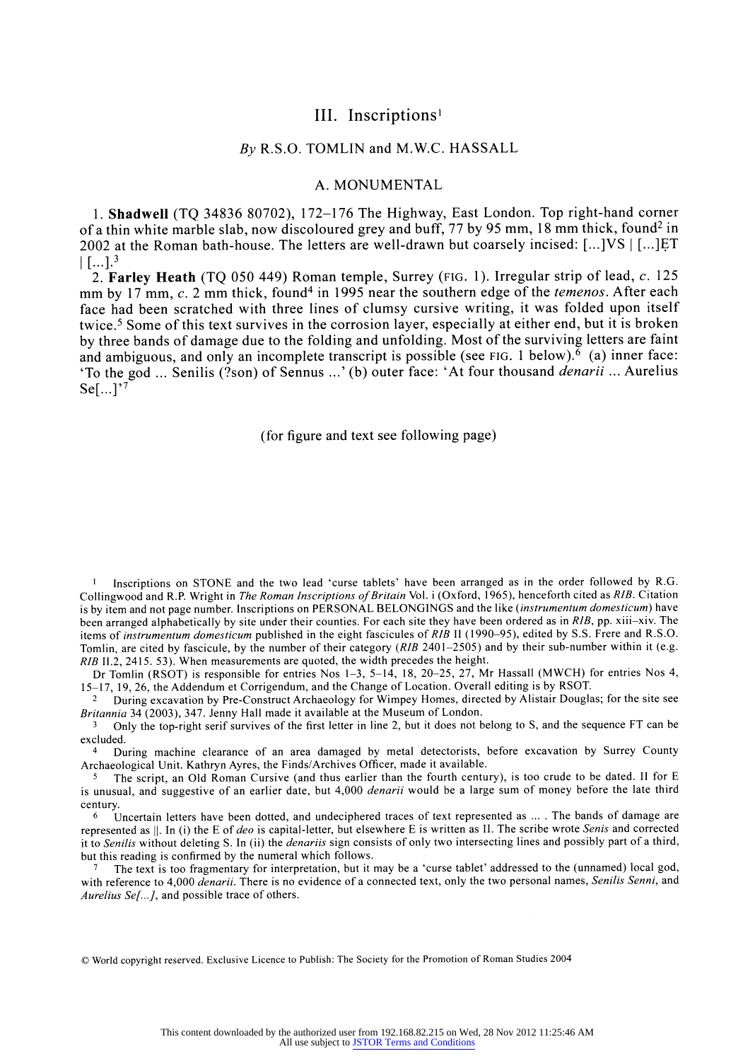# III. Inscriptions[1]

*By* R.S.O. TOMLIN and M.W.C. HASSALL

## A. MONUMENTAL

1. **Shadwell** (TQ 34836 80702), 172–176 The Highway, East London. Top right-hand corner of a thin white marble slab, now discoloured grey and buff, 77 by 95 mm, 18 mm thick, found[2] in 2002 at the Roman bath-house. The letters are well-drawn but coarsely incised: [...]VS | [...]ẸT | [...].[3]

2. **Farley Heath** (TQ 050 449) Roman temple, Surrey (FIG. 1). Irregular strip of lead, *c.* 125 mm by 17 mm, *c.* 2 mm thick, found[4] in 1995 near the southern edge of the *temenos*. After each face had been scratched with three lines of clumsy cursive writing, it was folded upon itself twice.[5] Some of this text survives in the corrosion layer, especially at either end, but it is broken by three bands of damage due to the folding and unfolding. Most of the surviving letters are faint and ambiguous, and only an incomplete transcript is possible (see FIG. 1 below).[6] (a) inner face: 'To the god ... Senilis (?son) of Sennus ...' (b) outer face: 'At four thousand *denarii* ... Aurelius Se[...]'[7]

(for figure and text see following page)

---

[1] Inscriptions on STONE and the two lead 'curse tablets' have been arranged as in the order followed by R.G. Collingwood and R.P. Wright in *The Roman Inscriptions of Britain* Vol. i (Oxford, 1965), henceforth cited as *RIB*. Citation is by item and not page number. Inscriptions on PERSONAL BELONGINGS and the like (*instrumentum domesticum*) have been arranged alphabetically by site under their counties. For each site they have been ordered as in *RIB*, pp. xiii–xiv. The items of *instrumentum domesticum* published in the eight fascicules of *RIB* II (1990–95), edited by S.S. Frere and R.S.O. Tomlin, are cited by fascicule, by the number of their category (*RIB* 2401–2505) and by their sub-number within it (e.g. *RIB* II.2, 2415. 53). When measurements are quoted, the width precedes the height.

Dr Tomlin (RSOT) is responsible for entries Nos 1–3, 5–14, 18, 20–25, 27, Mr Hassall (MWCH) for entries Nos 4, 15–17, 19, 26, the Addendum et Corrigendum, and the Change of Location. Overall editing is by RSOT.

[2] During excavation by Pre-Construct Archaeology for Wimpey Homes, directed by Alistair Douglas; for the site see *Britannia* 34 (2003), 347. Jenny Hall made it available at the Museum of London.

[3] Only the top-right serif survives of the first letter in line 2, but it does not belong to S, and the sequence FT can be excluded.

[4] During machine clearance of an area damaged by metal detectorists, before excavation by Surrey County Archaeological Unit. Kathryn Ayres, the Finds/Archives Officer, made it available.

[5] The script, an Old Roman Cursive (and thus earlier than the fourth century), is too crude to be dated. II for E is unusual, and suggestive of an earlier date, but 4,000 *denarii* would be a large sum of money before the late third century.

[6] Uncertain letters have been dotted, and undeciphered traces of text represented as ... . The bands of damage are represented as ||. In (i) the E of *deo* is capital-letter, but elsewhere E is written as II. The scribe wrote *Senis* and corrected it to *Senilis* without deleting S. In (ii) the *denariis* sign consists of only two intersecting lines and possibly part of a third, but this reading is confirmed by the numeral which follows.

[7] The text is too fragmentary for interpretation, but it may be a 'curse tablet' addressed to the (unnamed) local god, with reference to 4,000 *denarii*. There is no evidence of a connected text, only the two personal names, *Senilis Senni*, and *Aurelius Se[...]*, and possible trace of others.

© World copyright reserved. Exclusive Licence to Publish: The Society for the Promotion of Roman Studies 2004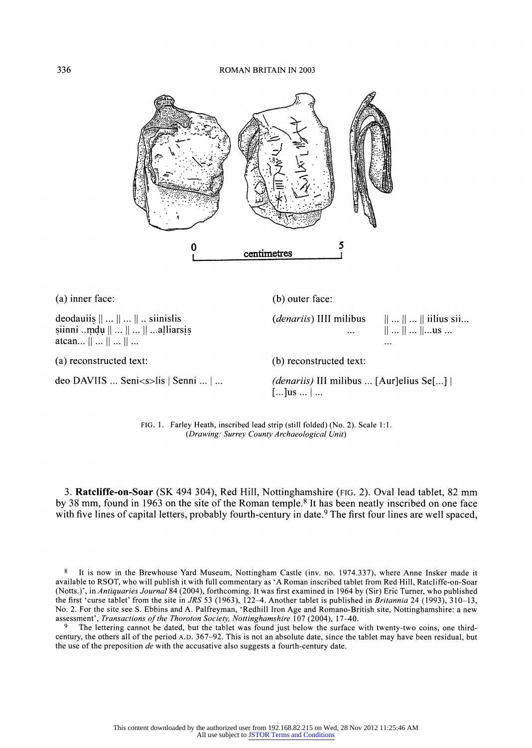(a) inner face:

deodauiiṣ || ... || ... || .. siinislis
ṣinni ..ṃdụ || ... || ... || ...aḷliarsịṣ
atcan... || ... || ... || ...

(a) reconstructed text:

deo DAVIIS ... Seni<s>lis | Senni ... | ...

(b) outer face:

(*denariis*) IIII milibus || ... || ... || iilius sii...
... || ... || ... ||...us ...
...

(b) reconstructed text:

(*denariis*) III milibus ... [Aur]elius Se[...] |
[...]us ... | ...

FIG. 1. Farley Heath, inscribed lead strip (still folded) (No. 2). Scale 1:1.
(*Drawing: Surrey County Archaeological Unit*)

3. **Ratcliffe-on-Soar** (SK 494 304), Red Hill, Nottinghamshire (FIG. 2). Oval lead tablet, 82 mm by 38 mm, found in 1963 on the site of the Roman temple.[8] It has been neatly inscribed on one face with five lines of capital letters, probably fourth-century in date.[9] The first four lines are well spaced,

[8] It is now in the Brewhouse Yard Museum, Nottingham Castle (inv. no. 1974.337), where Anne Insker made it available to RSOT, who will publish it with full commentary as 'A Roman inscribed tablet from Red Hill, Ratcliffe-on-Soar (Notts.)', in *Antiquaries Journal* 84 (2004), forthcoming. It was first examined in 1964 by (Sir) Eric Turner, who published the first 'curse tablet' from the site in *JRS* 53 (1963), 122–4. Another tablet is published in *Britannia* 24 (1993), 310–13, No. 2. For the site see S. Ebbins and A. Palfreyman, 'Redhill Iron Age and Romano-British site, Nottinghamshire: a new assessment', *Transactions of the Thoroton Society, Nottinghamshire* 107 (2004), 17–40.

[9] The lettering cannot be dated, but the tablet was found just below the surface with twenty-two coins, one third-century, the others all of the period A.D. 367–92. This is not an absolute date, since the tablet may have been residual, but the use of the preposition *de* with the accusative also suggests a fourth-century date.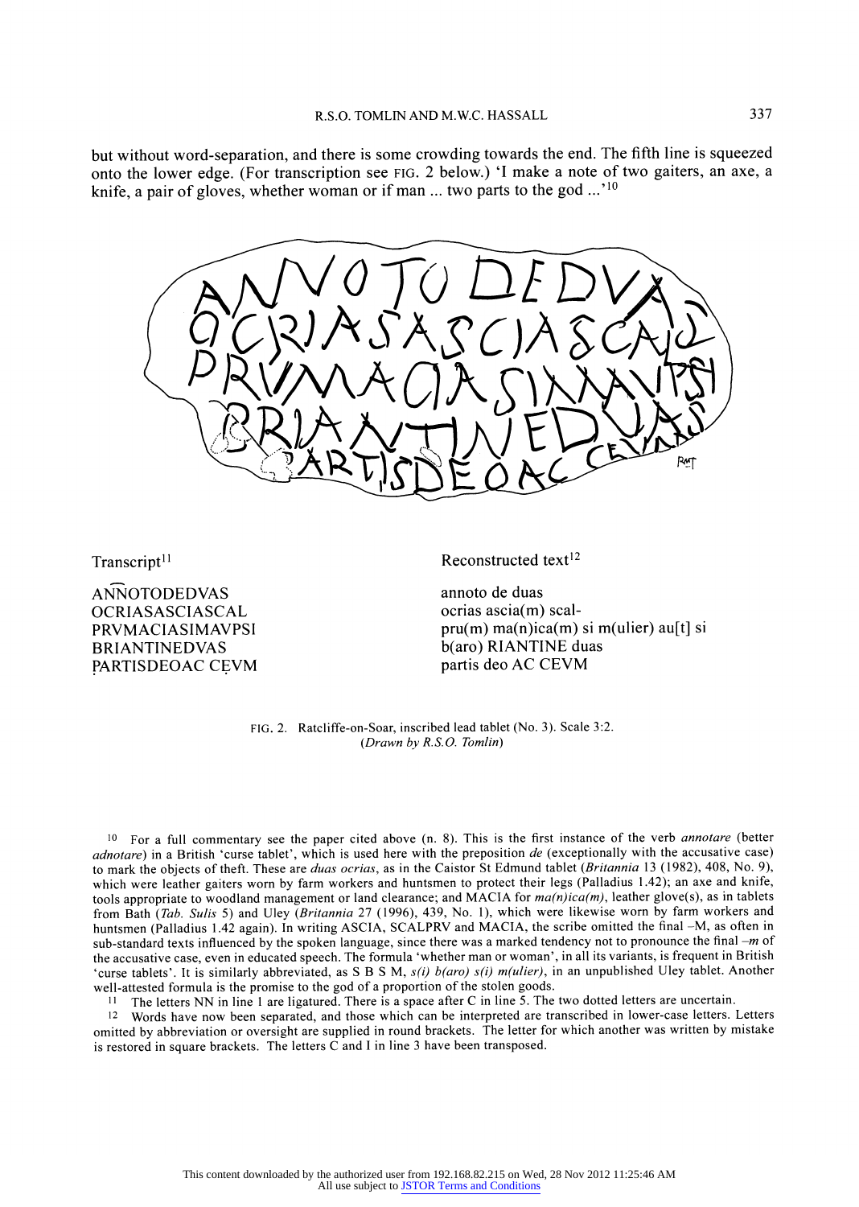but without word-separation, and there is some crowding towards the end. The fifth line is squeezed onto the lower edge. (For transcription see FIG. 2 below.) 'I make a note of two gaiters, an axe, a knife, a pair of gloves, whether woman or if man ... two parts to the god ...'[10]

| Transcript[11] | Reconstructed text[12] |
| --- | --- |
| ANNOTODEDVAS | annoto de duas |
| OCRIASASCIASCAL | ocrias ascia(m) scal- |
| PRVMACIASIMAVPSI | pru(m) ma(n)ica(m) si m(ulier) au[t] si |
| BRIANTINEDVAS | b(aro) RIANTINE duas |
| PARTISDEOAC CEVM | partis deo AC CEVM |

FIG. 2. Ratcliffe-on-Soar, inscribed lead tablet (No. 3). Scale 3:2. *(Drawn by R.S.O. Tomlin)*

[10] For a full commentary see the paper cited above (n. 8). This is the first instance of the verb *annotare* (better *adnotare*) in a British 'curse tablet', which is used here with the preposition *de* (exceptionally with the accusative case) to mark the objects of theft. These are *duas ocrias*, as in the Caistor St Edmund tablet (*Britannia* 13 (1982), 408, No. 9), which were leather gaiters worn by farm workers and huntsmen to protect their legs (Palladius 1.42); an axe and knife, tools appropriate to woodland management or land clearance; and MACIA for *ma(n)ica(m)*, leather glove(s), as in tablets from Bath (*Tab. Sulis* 5) and Uley (*Britannia* 27 (1996), 439, No. 1), which were likewise worn by farm workers and huntsmen (Palladius 1.42 again). In writing ASCIA, SCALPRV and MACIA, the scribe omitted the final –M, as often in sub-standard texts influenced by the spoken language, since there was a marked tendency not to pronounce the final *–m* of the accusative case, even in educated speech. The formula 'whether man or woman', in all its variants, is frequent in British 'curse tablets'. It is similarly abbreviated, as S B S M, *s(i) b(aro) s(i) m(ulier)*, in an unpublished Uley tablet. Another well-attested formula is the promise to the god of a proportion of the stolen goods.

[11] The letters NN in line 1 are ligatured. There is a space after C in line 5. The two dotted letters are uncertain.

[12] Words have now been separated, and those which can be interpreted are transcribed in lower-case letters. Letters omitted by abbreviation or oversight are supplied in round brackets. The letter for which another was written by mistake is restored in square brackets. The letters C and I in line 3 have been transposed.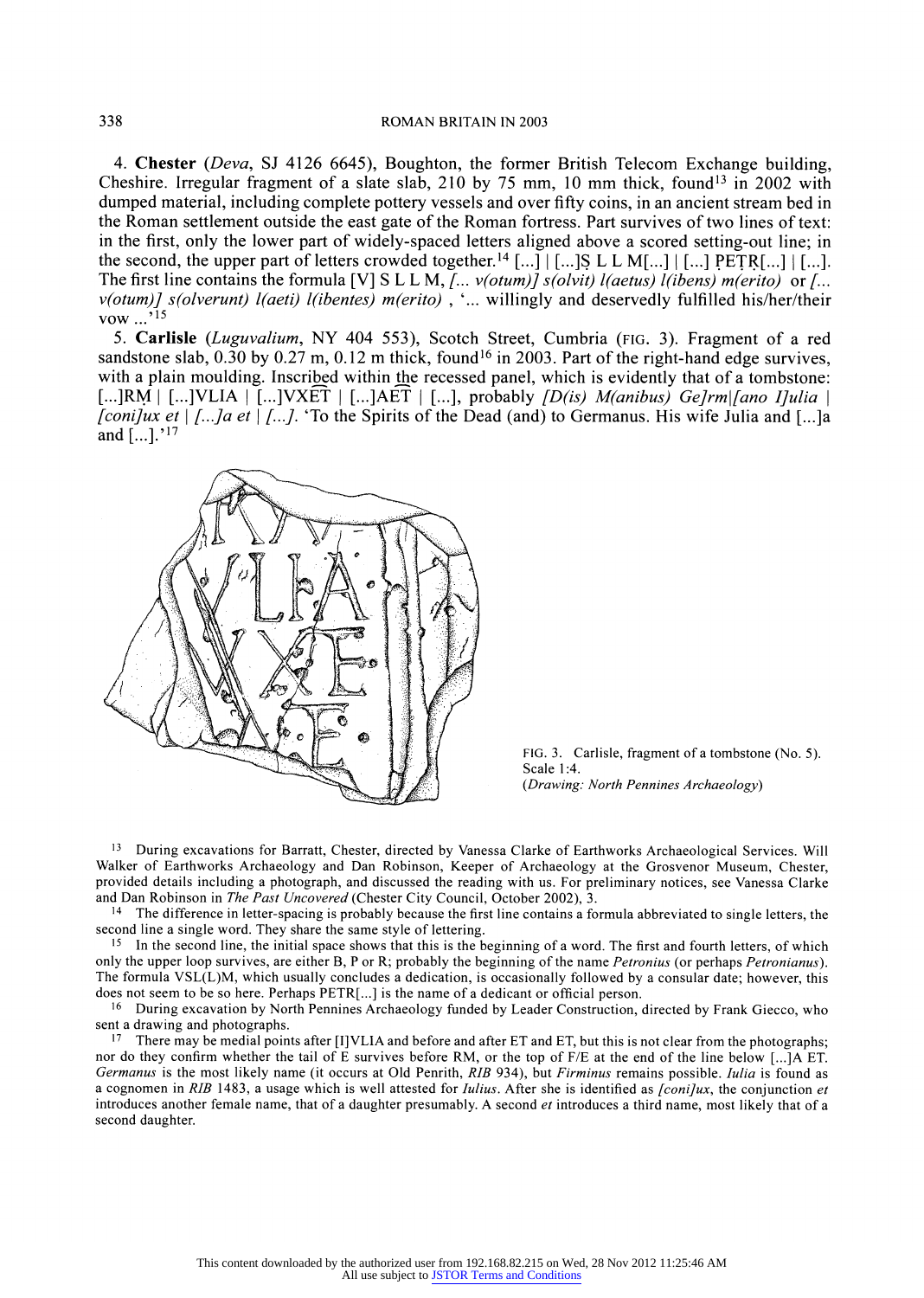4. **Chester** (*Deva*, SJ 4126 6645), Boughton, the former British Telecom Exchange building, Cheshire. Irregular fragment of a slate slab, 210 by 75 mm, 10 mm thick, found[13] in 2002 with dumped material, including complete pottery vessels and over fifty coins, in an ancient stream bed in the Roman settlement outside the east gate of the Roman fortress. Part survives of two lines of text: in the first, only the lower part of widely-spaced letters aligned above a scored setting-out line; in the second, the upper part of letters crowded together.[14] [...] | [...]Ṣ L L M[...] | [...] P̣EṬṚ[...] | [...]. The first line contains the formula [V] S L L M, *[... v(otum)] s(olvit) l(aetus) l(ibens) m(erito)* or *[... v(otum)] s(olverunt) l(aeti) l(ibentes) m(erito)* , '... willingly and deservedly fulfilled his/her/their vow ...'[15]

5. **Carlisle** (*Luguvalium*, NY 404 553), Scotch Street, Cumbria (FIG. 3). Fragment of a red sandstone slab, 0.30 by 0.27 m, 0.12 m thick, found[16] in 2003. Part of the right-hand edge survives, with a plain moulding. Inscribed within the recessed panel, which is evidently that of a tombstone: [...]RṂ | [...]VLIA | [...]VXET | [...]AET | [...], probably *[D(is) M(anibus) Ge]rm|[ano I]ulia | [coni]ux et | [...]a et | [...].* 'To the Spirits of the Dead (and) to Germanus. His wife Julia and [...]a and [...].'[17]

FIG. 3. Carlisle, fragment of a tombstone (No. 5). Scale 1:4. (*Drawing: North Pennines Archaeology*)

[13] During excavations for Barratt, Chester, directed by Vanessa Clarke of Earthworks Archaeological Services. Will Walker of Earthworks Archaeology and Dan Robinson, Keeper of Archaeology at the Grosvenor Museum, Chester, provided details including a photograph, and discussed the reading with us. For preliminary notices, see Vanessa Clarke and Dan Robinson in *The Past Uncovered* (Chester City Council, October 2002), 3.

[14] The difference in letter-spacing is probably because the first line contains a formula abbreviated to single letters, the second line a single word. They share the same style of lettering.

[15] In the second line, the initial space shows that this is the beginning of a word. The first and fourth letters, of which only the upper loop survives, are either B, P or R; probably the beginning of the name *Petronius* (or perhaps *Petronianus*). The formula VSL(L)M, which usually concludes a dedication, is occasionally followed by a consular date; however, this does not seem to be so here. Perhaps PETR[...] is the name of a dedicant or official person.

[16] During excavation by North Pennines Archaeology funded by Leader Construction, directed by Frank Giecco, who sent a drawing and photographs.

[17] There may be medial points after [I]VLIA and before and after ET and ET, but this is not clear from the photographs; nor do they confirm whether the tail of E survives before RM, or the top of F/E at the end of the line below [...]A ET. *Germanus* is the most likely name (it occurs at Old Penrith, *RIB* 934), but *Firminus* remains possible. *Iulia* is found as a cognomen in *RIB* 1483, a usage which is well attested for *Iulius*. After she is identified as *[coni]ux*, the conjunction *et* introduces another female name, that of a daughter presumably. A second *et* introduces a third name, most likely that of a second daughter.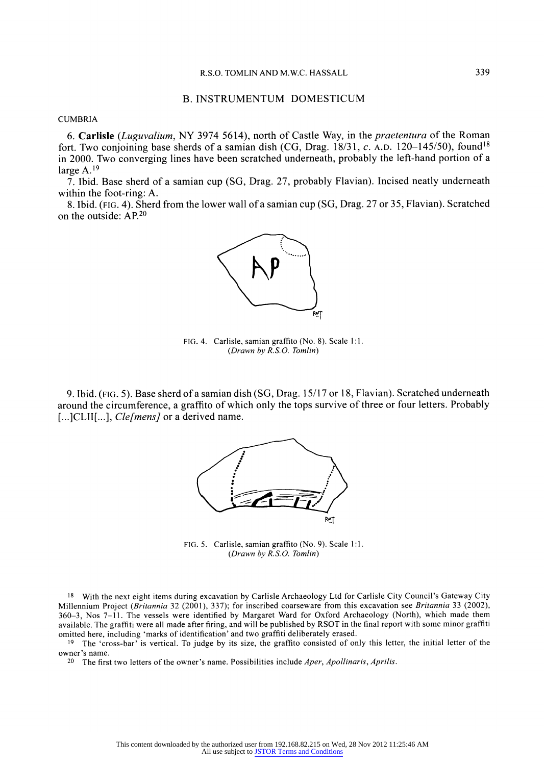## B. INSTRUMENTUM DOMESTICUM

CUMBRIA

6. **Carlisle** (*Luguvalium*, NY 3974 5614), north of Castle Way, in the *praetentura* of the Roman fort. Two conjoining base sherds of a samian dish (CG, Drag. 18/31, *c*. A.D. 120–145/50), found[18] in 2000. Two converging lines have been scratched underneath, probably the left-hand portion of a large A.[19]

7. Ibid. Base sherd of a samian cup (SG, Drag. 27, probably Flavian). Incised neatly underneath within the foot-ring: A.

8. Ibid. (FIG. 4). Sherd from the lower wall of a samian cup (SG, Drag. 27 or 35, Flavian). Scratched on the outside: AP.[20]

FIG. 4. Carlisle, samian graffito (No. 8). Scale 1:1. (*Drawn by R.S.O. Tomlin*)

9. Ibid. (FIG. 5). Base sherd of a samian dish (SG, Drag. 15/17 or 18, Flavian). Scratched underneath around the circumference, a graffito of which only the tops survive of three or four letters. Probably [...]CLII[...], *Cle[mens]* or a derived name.

FIG. 5. Carlisle, samian graffito (No. 9). Scale 1:1. (*Drawn by R.S.O. Tomlin*)

---

[18] With the next eight items during excavation by Carlisle Archaeology Ltd for Carlisle City Council's Gateway City Millennium Project (*Britannia* 32 (2001), 337); for inscribed coarseware from this excavation see *Britannia* 33 (2002), 360–3, Nos 7–11. The vessels were identified by Margaret Ward for Oxford Archaeology (North), which made them available. The graffiti were all made after firing, and will be published by RSOT in the final report with some minor graffiti omitted here, including 'marks of identification' and two graffiti deliberately erased.

[19] The 'cross-bar' is vertical. To judge by its size, the graffito consisted of only this letter, the initial letter of the owner's name.

[20] The first two letters of the owner's name. Possibilities include *Aper*, *Apollinaris*, *Aprilis*.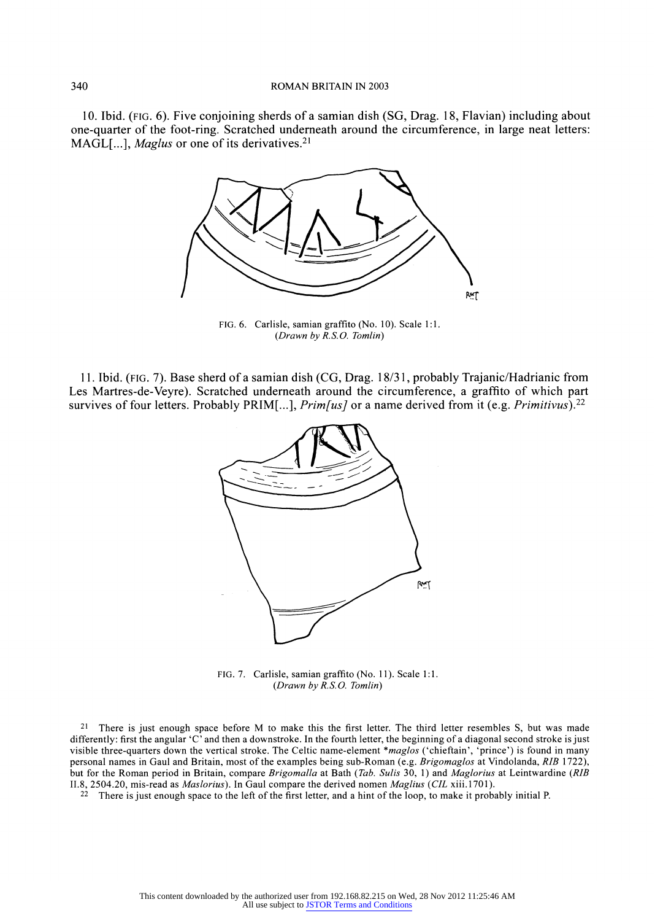10. Ibid. (FIG. 6). Five conjoining sherds of a samian dish (SG, Drag. 18, Flavian) including about one-quarter of the foot-ring. Scratched underneath around the circumference, in large neat letters: MAGL[...], *Maglus* or one of its derivatives.[21]

FIG. 6. Carlisle, samian graffito (No. 10). Scale 1:1. (*Drawn by R.S.O. Tomlin*)

11. Ibid. (FIG. 7). Base sherd of a samian dish (CG, Drag. 18/31, probably Trajanic/Hadrianic from Les Martres-de-Veyre). Scratched underneath around the circumference, a graffito of which part survives of four letters. Probably PRIM[...], *Prim[us]* or a name derived from it (e.g. *Primitivus*).[22]

FIG. 7. Carlisle, samian graffito (No. 11). Scale 1:1. (*Drawn by R.S.O. Tomlin*)

[21] There is just enough space before M to make this the first letter. The third letter resembles S, but was made differently: first the angular 'C' and then a downstroke. In the fourth letter, the beginning of a diagonal second stroke is just visible three-quarters down the vertical stroke. The Celtic name-element *\*maglos* ('chieftain', 'prince') is found in many personal names in Gaul and Britain, most of the examples being sub-Roman (e.g. *Brigomaglos* at Vindolanda, *RIB* 1722), but for the Roman period in Britain, compare *Brigomalla* at Bath (*Tab. Sulis* 30, 1) and *Maglorius* at Leintwardine (*RIB* II.8, 2504.20, mis-read as *Maslorius*). In Gaul compare the derived nomen *Maglius* (*CIL* xiii.1701).

[22] There is just enough space to the left of the first letter, and a hint of the loop, to make it probably initial P.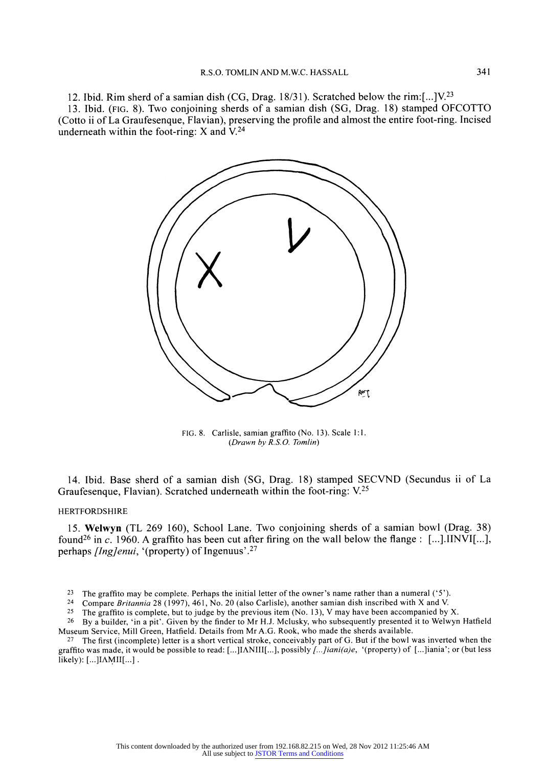12. Ibid. Rim sherd of a samian dish (CG, Drag. 18/31). Scratched below the rim:[...]V.[23]

13. Ibid. (FIG. 8). Two conjoining sherds of a samian dish (SG, Drag. 18) stamped OFCOTTO (Cotto ii of La Graufesenque, Flavian), preserving the profile and almost the entire foot-ring. Incised underneath within the foot-ring: X and V.[24]

FIG. 8. Carlisle, samian graffito (No. 13). Scale 1:1. *(Drawn by R.S.O. Tomlin)*

14. Ibid. Base sherd of a samian dish (SG, Drag. 18) stamped SECVND (Secundus ii of La Graufesenque, Flavian). Scratched underneath within the foot-ring: V.[25]

HERTFORDSHIRE

15. **Welwyn** (TL 269 160), School Lane. Two conjoining sherds of a samian bowl (Drag. 38) found[26] in *c*. 1960. A graffito has been cut after firing on the wall below the flange : [...].IINVI[...], perhaps *[Ing]enui*, '(property) of Ingenuus'.[27]

---

[23] The graffito may be complete. Perhaps the initial letter of the owner's name rather than a numeral ('5').

[24] Compare *Britannia* 28 (1997), 461, No. 20 (also Carlisle), another samian dish inscribed with X and V.

[25] The graffito is complete, but to judge by the previous item (No. 13), V may have been accompanied by X.

[26] By a builder, 'in a pit'. Given by the finder to Mr H.J. Mclusky, who subsequently presented it to Welwyn Hatfield Museum Service, Mill Green, Hatfield. Details from Mr A.G. Rook, who made the sherds available.

[27] The first (incomplete) letter is a short vertical stroke, conceivably part of G. But if the bowl was inverted when the graffito was made, it would be possible to read: [...]IΛNIII[...], possibly *[...]iani(a)e*, '(property) of [...]iania'; or (but less likely): [...]IΛṂII[...] .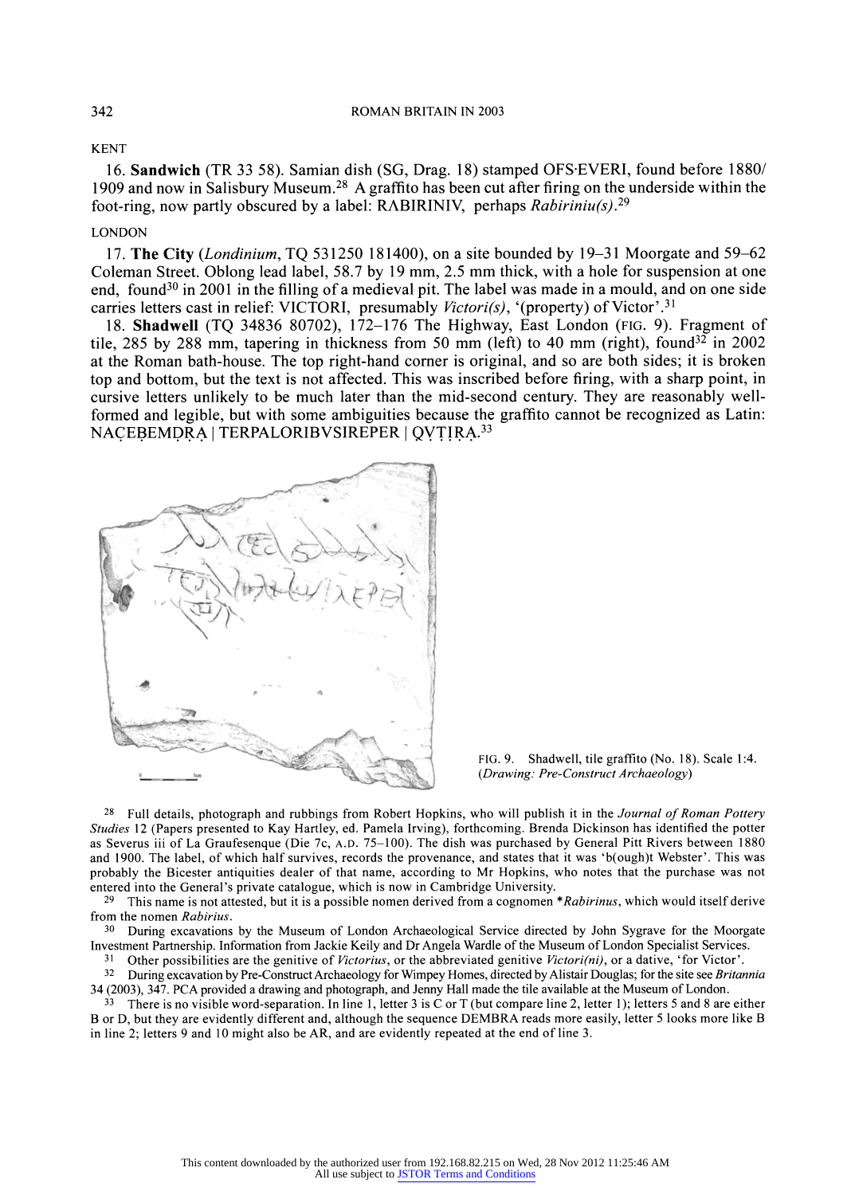KENT

16. **Sandwich** (TR 33 58). Samian dish (SG, Drag. 18) stamped OFS·EVERI, found before 1880/1909 and now in Salisbury Museum.[28] A graffito has been cut after firing on the underside within the foot-ring, now partly obscured by a label: RΛBIRINIV, perhaps *Rabiriniu(s)*.[29]

LONDON

17. **The City** (*Londinium*, TQ 531250 181400), on a site bounded by 19–31 Moorgate and 59–62 Coleman Street. Oblong lead label, 58.7 by 19 mm, 2.5 mm thick, with a hole for suspension at one end, found[30] in 2001 in the filling of a medieval pit. The label was made in a mould, and on one side carries letters cast in relief: VICTORI, presumably *Victori(s)*, '(property) of Victor'.[31]

18. **Shadwell** (TQ 34836 80702), 172–176 The Highway, East London (FIG. 9). Fragment of tile, 285 by 288 mm, tapering in thickness from 50 mm (left) to 40 mm (right), found[32] in 2002 at the Roman bath-house. The top right-hand corner is original, and so are both sides; it is broken top and bottom, but the text is not affected. This was inscribed before firing, with a sharp point, in cursive letters unlikely to be much later than the mid-second century. They are reasonably well-formed and legible, but with some ambiguities because the graffito cannot be recognized as Latin: NAC̣EḄEMḌṚẠ | TERPALORIBVSIREPER | QṾṬỊṚẠ.[33]

FIG. 9. Shadwell, tile graffito (No. 18). Scale 1:4. (*Drawing: Pre-Construct Archaeology*)

[28] Full details, photograph and rubbings from Robert Hopkins, who will publish it in the *Journal of Roman Pottery Studies* 12 (Papers presented to Kay Hartley, ed. Pamela Irving), forthcoming. Brenda Dickinson has identified the potter as Severus iii of La Graufesenque (Die 7c, A.D. 75–100). The dish was purchased by General Pitt Rivers between 1880 and 1900. The label, of which half survives, records the provenance, and states that it was 'b(ough)t Webster'. This was probably the Bicester antiquities dealer of that name, according to Mr Hopkins, who notes that the purchase was not entered into the General's private catalogue, which is now in Cambridge University.

[29] This name is not attested, but it is a possible nomen derived from a cognomen *\*Rabirinus*, which would itself derive from the nomen *Rabirius*.

[30] During excavations by the Museum of London Archaeological Service directed by John Sygrave for the Moorgate Investment Partnership. Information from Jackie Keily and Dr Angela Wardle of the Museum of London Specialist Services.

[31] Other possibilities are the genitive of *Victorius*, or the abbreviated genitive *Victori(ni)*, or a dative, 'for Victor'.

[32] During excavation by Pre-Construct Archaeology for Wimpey Homes, directed by Alistair Douglas; for the site see *Britannia* 34 (2003), 347. PCA provided a drawing and photograph, and Jenny Hall made the tile available at the Museum of London.

[33] There is no visible word-separation. In line 1, letter 3 is C or T (but compare line 2, letter 1); letters 5 and 8 are either B or D, but they are evidently different and, although the sequence DEMBRA reads more easily, letter 5 looks more like B in line 2; letters 9 and 10 might also be AR, and are evidently repeated at the end of line 3.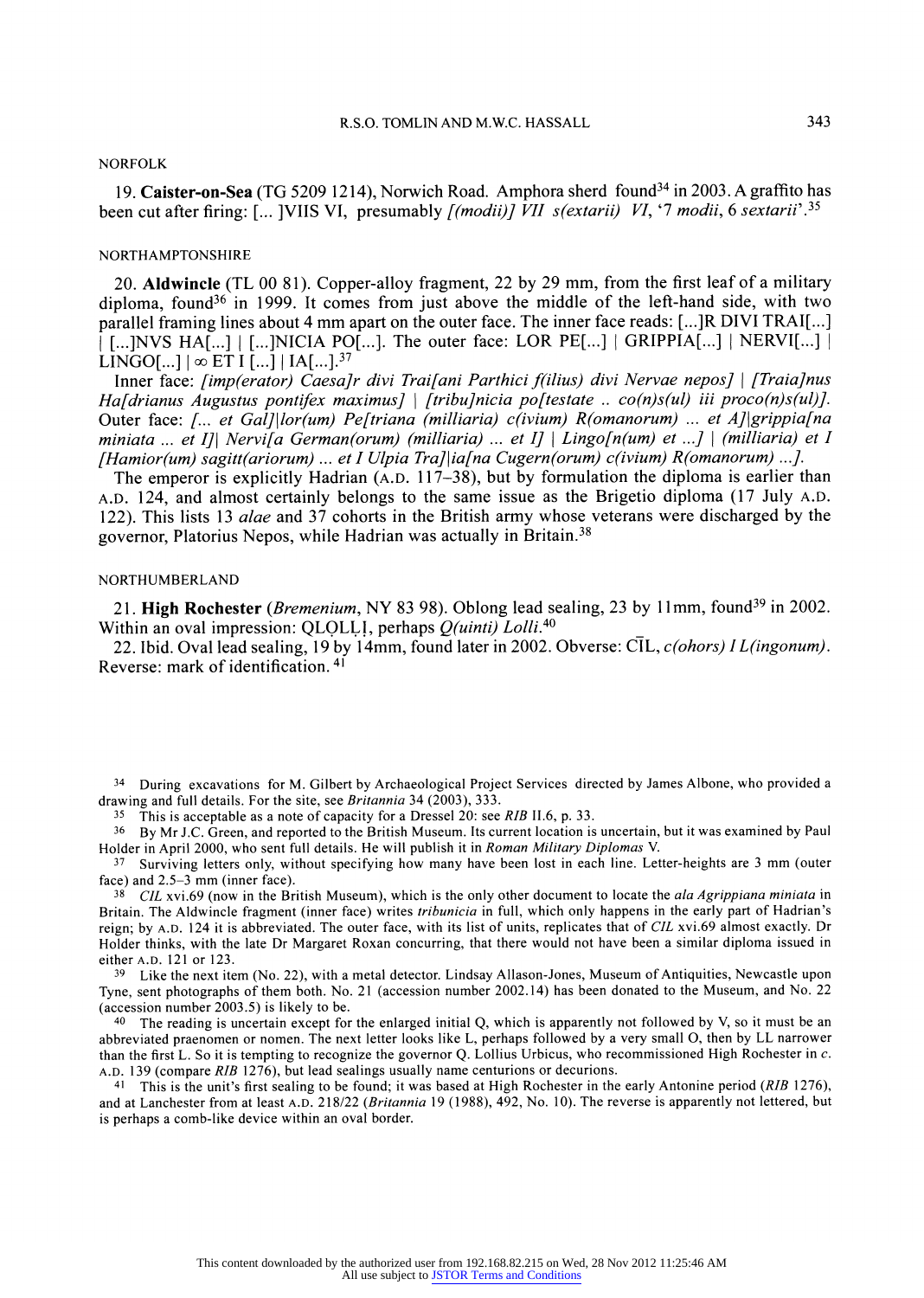NORFOLK

19. **Caister-on-Sea** (TG 5209 1214), Norwich Road. Amphora sherd found[34] in 2003. A graffito has been cut after firing: [... ]VIIS VI, presumably *[(modii)] VII s(extarii) VI*, '7 *modii*, 6 *sextarii*'.[35]

NORTHAMPTONSHIRE

20. **Aldwincle** (TL 00 81). Copper-alloy fragment, 22 by 29 mm, from the first leaf of a military diploma, found[36] in 1999. It comes from just above the middle of the left-hand side, with two parallel framing lines about 4 mm apart on the outer face. The inner face reads: [...]R DIVI TRAI[...] | [...]NVS HA[...] | [...]NICIA PO[...]. The outer face: LOR PE[...] | GRIPPIA[...] | NERVI[...] | LINGO[...] | ∞ ET I [...] | IA[...].[37]

Inner face: *[imp(erator) Caesa]r divi Trai[ani Parthici f(ilius) divi Nervae nepos] | [Traia]nus Ha[drianus Augustus pontifex maximus] | [tribu]nicia po[testate .. co(n)s(ul) iii proco(n)s(ul)].* Outer face: *[... et Gal]|lor(um) Pe[triana (milliaria) c(ivium) R(omanorum) ... et A]|grippia[na miniata ... et I]| Nervi[a German(orum) (milliaria) ... et I] | Lingo[n(um) et ...] | (milliaria) et I [Hamior(um) sagitt(ariorum) ... et I Ulpia Tra]|ia[na Cugern(orum) c(ivium) R(omanorum) ...].*

The emperor is explicitly Hadrian (A.D. 117–38), but by formulation the diploma is earlier than A.D. 124, and almost certainly belongs to the same issue as the Brigetio diploma (17 July A.D. 122). This lists 13 *alae* and 37 cohorts in the British army whose veterans were discharged by the governor, Platorius Nepos, while Hadrian was actually in Britain.[38]

NORTHUMBERLAND

21. **High Rochester** (*Bremenium*, NY 83 98). Oblong lead sealing, 23 by 11mm, found[39] in 2002. Within an oval impression: QLỌLḶỊ, perhaps *Q(uinti) Lolli*.[40]

22. Ibid. Oval lead sealing, 19 by 14mm, found later in 2002. Obverse: C̄IL, *c(ohors) I L(ingonum)*. Reverse: mark of identification.[41]

---

[34] During excavations for M. Gilbert by Archaeological Project Services directed by James Albone, who provided a drawing and full details. For the site, see *Britannia* 34 (2003), 333.

[35] This is acceptable as a note of capacity for a Dressel 20: see *RIB* II.6, p. 33.

[36] By Mr J.C. Green, and reported to the British Museum. Its current location is uncertain, but it was examined by Paul Holder in April 2000, who sent full details. He will publish it in *Roman Military Diplomas* V.

[37] Surviving letters only, without specifying how many have been lost in each line. Letter-heights are 3 mm (outer face) and 2.5–3 mm (inner face).

[38] *CIL* xvi.69 (now in the British Museum), which is the only other document to locate the *ala Agrippiana miniata* in Britain. The Aldwincle fragment (inner face) writes *tribunicia* in full, which only happens in the early part of Hadrian's reign; by A.D. 124 it is abbreviated. The outer face, with its list of units, replicates that of *CIL* xvi.69 almost exactly. Dr Holder thinks, with the late Dr Margaret Roxan concurring, that there would not have been a similar diploma issued in either A.D. 121 or 123.

[39] Like the next item (No. 22), with a metal detector. Lindsay Allason-Jones, Museum of Antiquities, Newcastle upon Tyne, sent photographs of them both. No. 21 (accession number 2002.14) has been donated to the Museum, and No. 22 (accession number 2003.5) is likely to be.

[40] The reading is uncertain except for the enlarged initial Q, which is apparently not followed by V, so it must be an abbreviated praenomen or nomen. The next letter looks like L, perhaps followed by a very small O, then by LL narrower than the first L. So it is tempting to recognize the governor Q. Lollius Urbicus, who recommissioned High Rochester in *c.* A.D. 139 (compare *RIB* 1276), but lead sealings usually name centurions or decurions.

[41] This is the unit's first sealing to be found; it was based at High Rochester in the early Antonine period (*RIB* 1276), and at Lanchester from at least A.D. 218/22 (*Britannia* 19 (1988), 492, No. 10). The reverse is apparently not lettered, but is perhaps a comb-like device within an oval border.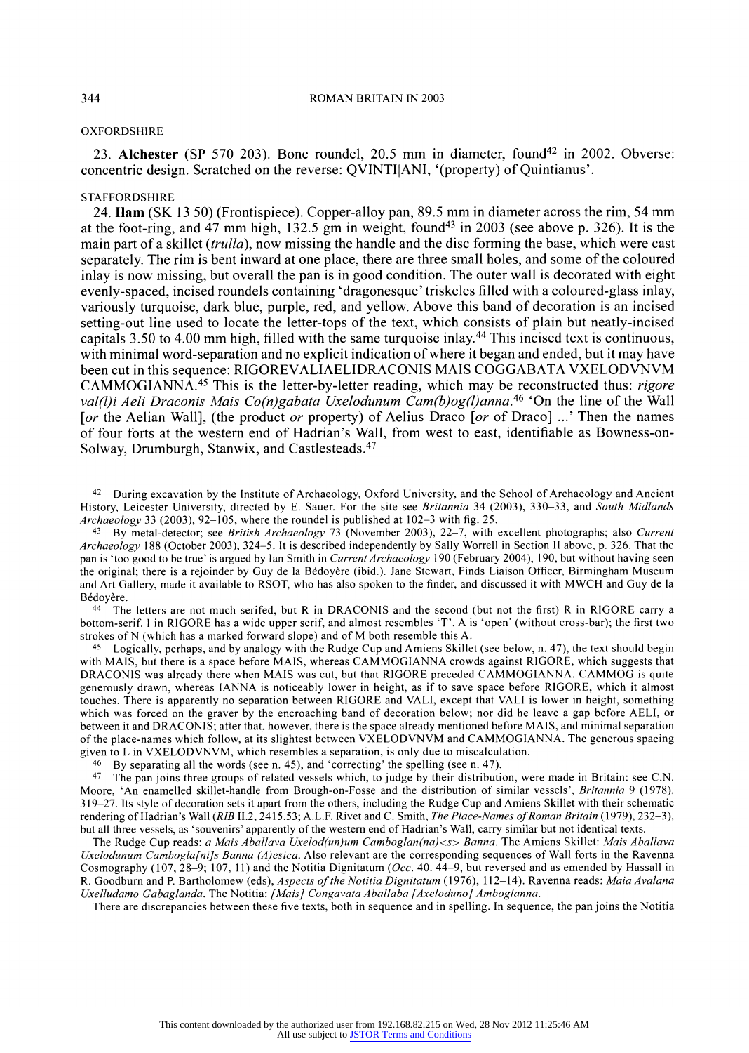## OXFORDSHIRE

23. **Alchester** (SP 570 203). Bone roundel, 20.5 mm in diameter, found[42] in 2002. Obverse: concentric design. Scratched on the reverse: QVINTI|ANI, '(property) of Quintianus'.

## STAFFORDSHIRE

24. **Ilam** (SK 13 50) (Frontispiece). Copper-alloy pan, 89.5 mm in diameter across the rim, 54 mm at the foot-ring, and 47 mm high, 132.5 gm in weight, found[43] in 2003 (see above p. 326). It is the main part of a skillet (*trulla*), now missing the handle and the disc forming the base, which were cast separately. The rim is bent inward at one place, there are three small holes, and some of the coloured inlay is now missing, but overall the pan is in good condition. The outer wall is decorated with eight evenly-spaced, incised roundels containing 'dragonesque' triskeles filled with a coloured-glass inlay, variously turquoise, dark blue, purple, red, and yellow. Above this band of decoration is an incised setting-out line used to locate the letter-tops of the text, which consists of plain but neatly-incised capitals 3.50 to 4.00 mm high, filled with the same turquoise inlay.[44] This incised text is continuous, with minimal word-separation and no explicit indication of where it began and ended, but it may have been cut in this sequence: RIGOREVΛLIΛELIDRΛCONIS MAIS COGGΛBΛTΛ VXELODVNVM CΛMMOGIΛNNΛ.[45] This is the letter-by-letter reading, which may be reconstructed thus: *rigore val(l)i Aeli Draconis Mais Co(n)gabata Uxelodunum Cam(b)og(l)anna*.[46] 'On the line of the Wall [*or* the Aelian Wall], (the product *or* property) of Aelius Draco [*or* of Draco] ...' Then the names of four forts at the western end of Hadrian's Wall, from west to east, identifiable as Bowness-on-Solway, Drumburgh, Stanwix, and Castlesteads.[47]

---

[42] During excavation by the Institute of Archaeology, Oxford University, and the School of Archaeology and Ancient History, Leicester University, directed by E. Sauer. For the site see *Britannia* 34 (2003), 330–33, and *South Midlands Archaeology* 33 (2003), 92–105, where the roundel is published at 102–3 with fig. 25.

[43] By metal-detector; see *British Archaeology* 73 (November 2003), 22–7, with excellent photographs; also *Current Archaeology* 188 (October 2003), 324–5. It is described independently by Sally Worrell in Section II above, p. 326. That the pan is 'too good to be true' is argued by Ian Smith in *Current Archaeology* 190 (February 2004), 190, but without having seen the original; there is a rejoinder by Guy de la Bédoyère (ibid.). Jane Stewart, Finds Liaison Officer, Birmingham Museum and Art Gallery, made it available to RSOT, who has also spoken to the finder, and discussed it with MWCH and Guy de la Bédoyère.

[44] The letters are not much serifed, but R in DRACONIS and the second (but not the first) R in RIGORE carry a bottom-serif. I in RIGORE has a wide upper serif, and almost resembles 'T'. A is 'open' (without cross-bar); the first two strokes of N (which has a marked forward slope) and of M both resemble this A.

[45] Logically, perhaps, and by analogy with the Rudge Cup and Amiens Skillet (see below, n. 47), the text should begin with MAIS, but there is a space before MAIS, whereas CAMMOGIANNA crowds against RIGORE, which suggests that DRACONIS was already there when MAIS was cut, but that RIGORE preceded CAMMOGIANNA. CAMMOG is quite generously drawn, whereas IANNA is noticeably lower in height, as if to save space before RIGORE, which it almost touches. There is apparently no separation between RIGORE and VALI, except that VALI is lower in height, something which was forced on the graver by the encroaching band of decoration below; nor did he leave a gap before AELI, or between it and DRACONIS; after that, however, there is the space already mentioned before MAIS, and minimal separation of the place-names which follow, at its slightest between VXELODVNVM and CAMMOGIANNA. The generous spacing given to L in VXELODVNVM, which resembles a separation, is only due to miscalculation.

[46] By separating all the words (see n. 45), and 'correcting' the spelling (see n. 47).

[47] The pan joins three groups of related vessels which, to judge by their distribution, were made in Britain: see C.N. Moore, 'An enamelled skillet-handle from Brough-on-Fosse and the distribution of similar vessels', *Britannia* 9 (1978), 319–27. Its style of decoration sets it apart from the others, including the Rudge Cup and Amiens Skillet with their schematic rendering of Hadrian's Wall (*RIB* II.2, 2415.53; A.L.F. Rivet and C. Smith, *The Place-Names of Roman Britain* (1979), 232–3), but all three vessels, as 'souvenirs' apparently of the western end of Hadrian's Wall, carry similar but not identical texts.

The Rudge Cup reads: *a Mais Aballava Uxelod(un)um Camboglan(na)<s> Banna*. The Amiens Skillet: *Mais Aballava Uxelodunum Cambogla[ni]s Banna (A)esica*. Also relevant are the corresponding sequences of Wall forts in the Ravenna Cosmography (107, 28–9; 107, 11) and the Notitia Dignitatum (*Occ*. 40. 44–9, but reversed and as emended by Hassall in R. Goodburn and P. Bartholomew (eds), *Aspects of the Notitia Dignitatum* (1976), 112–14). Ravenna reads: *Maia Avalana Uxelludamo Gabaglanda*. The Notitia: *[Mais] Congavata Aballaba [Axeloduno] Amboglanna*.

There are discrepancies between these five texts, both in sequence and in spelling. In sequence, the pan joins the Notitia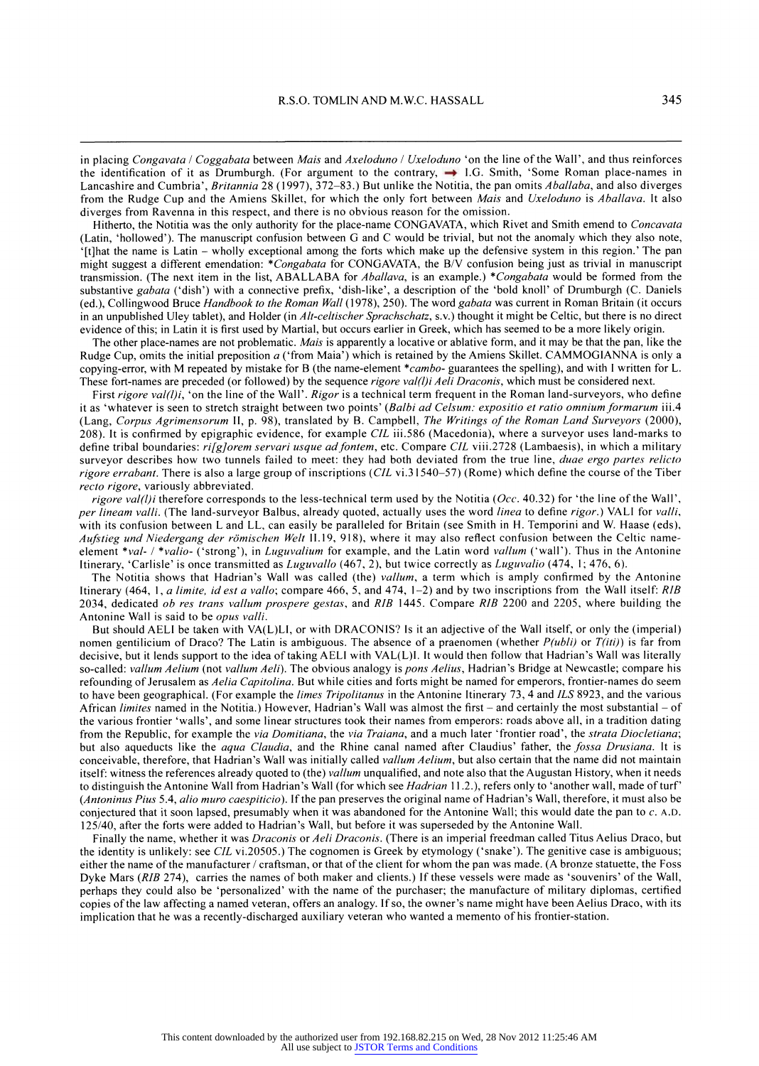in placing *Congavata* / *Coggabata* between *Mais* and *Axeloduno* / *Uxeloduno* 'on the line of the Wall', and thus reinforces the identification of it as Drumburgh. (For argument to the contrary, → I.G. Smith, 'Some Roman place-names in Lancashire and Cumbria', *Britannia* 28 (1997), 372–83.) But unlike the Notitia, the pan omits *Aballaba*, and also diverges from the Rudge Cup and the Amiens Skillet, for which the only fort between *Mais* and *Uxeloduno* is *Aballava*. It also diverges from Ravenna in this respect, and there is no obvious reason for the omission.

Hitherto, the Notitia was the only authority for the place-name CONGAVATA, which Rivet and Smith emend to *Concavata* (Latin, 'hollowed'). The manuscript confusion between G and C would be trivial, but not the anomaly which they also note, '[t]hat the name is Latin – wholly exceptional among the forts which make up the defensive system in this region.' The pan might suggest a different emendation: \**Congabata* for CONGAVATA, the B/V confusion being just as trivial in manuscript transmission. (The next item in the list, ABALLABA for *Aballava*, is an example.) \**Congabata* would be formed from the substantive *gabata* ('dish') with a connective prefix, 'dish-like', a description of the 'bold knoll' of Drumburgh (C. Daniels (ed.), Collingwood Bruce *Handbook to the Roman Wall* (1978), 250). The word *gabata* was current in Roman Britain (it occurs in an unpublished Uley tablet), and Holder (in *Alt-celtischer Sprachschatz*, s.v.) thought it might be Celtic, but there is no direct evidence of this; in Latin it is first used by Martial, but occurs earlier in Greek, which has seemed to be a more likely origin.

The other place-names are not problematic. *Mais* is apparently a locative or ablative form, and it may be that the pan, like the Rudge Cup, omits the initial preposition *a* ('from Maia') which is retained by the Amiens Skillet. CAMMOGIANNA is only a copying-error, with M repeated by mistake for B (the name-element \**cambo-* guarantees the spelling), and with I written for L. These fort-names are preceded (or followed) by the second phrase *rigore val(l)i Aeli Draconis*, which must be considered next.

First *rigore val(l)i*, 'on the line of the Wall'. *Rigor* is a technical term frequent in the Roman land-surveyors, who define it as 'whatever is seen to stretch straight between two points' (*Balbi ad Celsum: expositio et ratio omnium formarum* iii.4 (Lang, *Corpus Agrimensorum* II, p. 98), translated by B. Campbell, *The Writings of the Roman Land Surveyors* (2000), 208). It is confirmed by epigraphic evidence, for example *CIL* iii.586 (Macedonia), where a surveyor uses land-marks to define tribal boundaries: *ri[g]orem servari usque ad fontem*, etc. Compare *CIL* viii.2728 (Lambaesis), in which a military surveyor describes how two tunnels failed to meet: they had both deviated from the true line, *duae ergo partes relicto rigore errabant*. There is also a large group of inscriptions (*CIL* vi.31540–57) (Rome) which define the course of the Tiber *recto rigore*, variously abbreviated.

*rigore val(l)i* therefore corresponds to the less-technical term used by the Notitia (*Occ.* 40.32) for 'the line of the Wall', *per lineam valli*. (The land-surveyor Balbus, already quoted, actually uses the word *linea* to define *rigor*.) VALI for *valli*, with its confusion between L and LL, can easily be paralleled for Britain (see Smith in H. Temporini and W. Haase (eds), *Aufstieg und Niedergang der römischen Welt* II.19, 918), where it may also reflect confusion between the Celtic name-element \**val-* / \**valio-* ('strong'), in *Luguvalium* for example, and the Latin word *vallum* ('wall'). Thus in the Antonine Itinerary, 'Carlisle' is once transmitted as *Luguvallo* (467, 2), but twice correctly as *Luguvalio* (474, 1; 476, 6).

The Notitia shows that Hadrian's Wall was called (the) *vallum*, a term which is amply confirmed by the Antonine Itinerary (464, 1, *a limite, id est a vallo*; compare 466, 5, and 474, 1–2) and by two inscriptions from the Wall itself: *RIB* 2034, dedicated *ob res trans vallum prospere gestas*, and *RIB* 1445. Compare *RIB* 2200 and 2205, where building the Antonine Wall is said to be *opus valli*.

But should AELI be taken with VA(L)LI, or with DRACONIS? Is it an adjective of the Wall itself, or only the (imperial) nomen gentilicium of Draco? The Latin is ambiguous. The absence of a praenomen (whether *P(ubli)* or *T(iti)*) is far from decisive, but it lends support to the idea of taking AELI with VAL(L)I. It would then follow that Hadrian's Wall was literally so-called: *vallum Aelium* (not *vallum Aeli*). The obvious analogy is *pons Aelius*, Hadrian's Bridge at Newcastle; compare his refounding of Jerusalem as *Aelia Capitolina*. But while cities and forts might be named for emperors, frontier-names do seem to have been geographical. (For example the *limes Tripolitanus* in the Antonine Itinerary 73, 4 and *ILS* 8923, and the various African *limites* named in the Notitia.) However, Hadrian's Wall was almost the first – and certainly the most substantial – of the various frontier 'walls', and some linear structures took their names from emperors: roads above all, in a tradition dating from the Republic, for example the *via Domitiana*, the *via Traiana*, and a much later 'frontier road', the *strata Diocletiana*; but also aqueducts like the *aqua Claudia*, and the Rhine canal named after Claudius' father, the *fossa Drusiana*. It is conceivable, therefore, that Hadrian's Wall was initially called *vallum Aelium*, but also certain that the name did not maintain itself: witness the references already quoted to (the) *vallum* unqualified, and note also that the Augustan History, when it needs to distinguish the Antonine Wall from Hadrian's Wall (for which see *Hadrian* 11.2.), refers only to 'another wall, made of turf' (*Antoninus Pius* 5.4, *alio muro caespiticio*). If the pan preserves the original name of Hadrian's Wall, therefore, it must also be conjectured that it soon lapsed, presumably when it was abandoned for the Antonine Wall; this would date the pan to *c.* A.D. 125/40, after the forts were added to Hadrian's Wall, but before it was superseded by the Antonine Wall.

Finally the name, whether it was *Draconis* or *Aeli Draconis*. (There is an imperial freedman called Titus Aelius Draco, but the identity is unlikely: see *CIL* vi.20505.) The cognomen is Greek by etymology ('snake'). The genitive case is ambiguous; either the name of the manufacturer / craftsman, or that of the client for whom the pan was made. (A bronze statuette, the Foss Dyke Mars (*RIB* 274), carries the names of both maker and clients.) If these vessels were made as 'souvenirs' of the Wall, perhaps they could also be 'personalized' with the name of the purchaser; the manufacture of military diplomas, certified copies of the law affecting a named veteran, offers an analogy. If so, the owner's name might have been Aelius Draco, with its implication that he was a recently-discharged auxiliary veteran who wanted a memento of his frontier-station.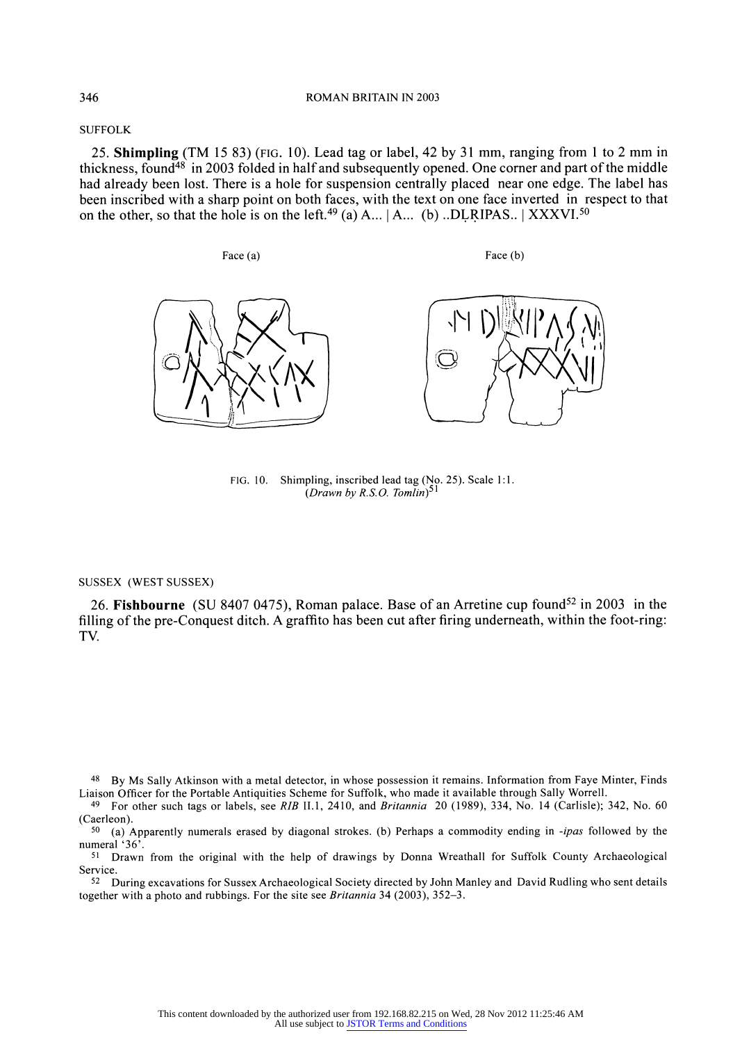SUFFOLK

25. **Shimpling** (TM 15 83) (FIG. 10). Lead tag or label, 42 by 31 mm, ranging from 1 to 2 mm in thickness, found[48] in 2003 folded in half and subsequently opened. One corner and part of the middle had already been lost. There is a hole for suspension centrally placed near one edge. The label has been inscribed with a sharp point on both faces, with the text on one face inverted in respect to that on the other, so that the hole is on the left.[49] (a) A... | A... (b) ..DḶṚIPAS.. | XXXVI.[50]

Face (a)

Face (b)

FIG. 10. Shimpling, inscribed lead tag (No. 25). Scale 1:1. *(Drawn by R.S.O. Tomlin)*[51]

SUSSEX (WEST SUSSEX)

26. **Fishbourne** (SU 8407 0475), Roman palace. Base of an Arretine cup found[52] in 2003 in the filling of the pre-Conquest ditch. A graffito has been cut after firing underneath, within the foot-ring: TV.

[48] By Ms Sally Atkinson with a metal detector, in whose possession it remains. Information from Faye Minter, Finds Liaison Officer for the Portable Antiquities Scheme for Suffolk, who made it available through Sally Worrell.

[49] For other such tags or labels, see *RIB* II.1, 2410, and *Britannia* 20 (1989), 334, No. 14 (Carlisle); 342, No. 60 (Caerleon).

[50] (a) Apparently numerals erased by diagonal strokes. (b) Perhaps a commodity ending in *-ipas* followed by the numeral '36'.

[51] Drawn from the original with the help of drawings by Donna Wreathall for Suffolk County Archaeological Service.

[52] During excavations for Sussex Archaeological Society directed by John Manley and David Rudling who sent details together with a photo and rubbings. For the site see *Britannia* 34 (2003), 352–3.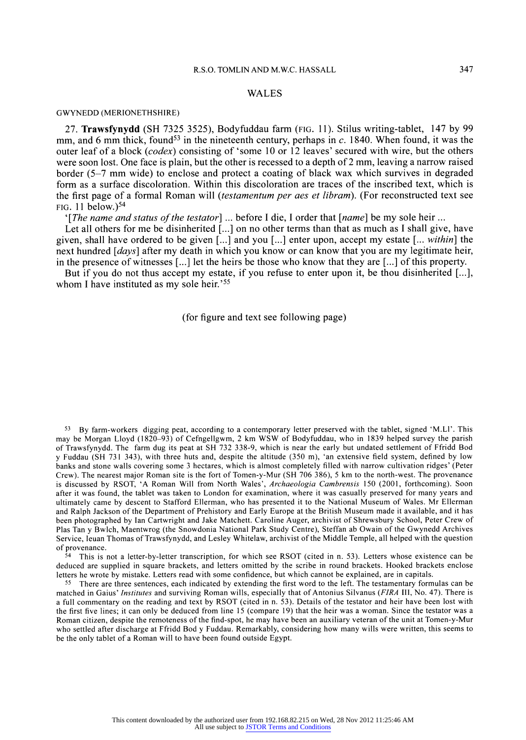## WALES

### GWYNEDD (MERIONETHSHIRE)

27. **Trawsfynydd** (SH 7325 3525), Bodyfuddau farm (FIG. 11). Stilus writing-tablet, 147 by 99 mm, and 6 mm thick, found[53] in the nineteenth century, perhaps in *c.* 1840. When found, it was the outer leaf of a block (*codex*) consisting of 'some 10 or 12 leaves' secured with wire, but the others were soon lost. One face is plain, but the other is recessed to a depth of 2 mm, leaving a narrow raised border (5–7 mm wide) to enclose and protect a coating of black wax which survives in degraded form as a surface discoloration. Within this discoloration are traces of the inscribed text, which is the first page of a formal Roman will (*testamentum per aes et libram*). (For reconstructed text see FIG. 11 below.)[54]

'[*The name and status of the testator*] ... before I die, I order that [*name*] be my sole heir ...

Let all others for me be disinherited [...] on no other terms than that as much as I shall give, have given, shall have ordered to be given [...] and you [...] enter upon, accept my estate [... *within*] the next hundred [*days*] after my death in which you know or can know that you are my legitimate heir, in the presence of witnesses [...] let the heirs be those who know that they are [...] of this property.

But if you do not thus accept my estate, if you refuse to enter upon it, be thou disinherited [...], whom I have instituted as my sole heir.'[55]

(for figure and text see following page)

---

[53] By farm-workers digging peat, according to a contemporary letter preserved with the tablet, signed 'M.Ll'. This may be Morgan Lloyd (1820–93) of Cefngellgwm, 2 km WSW of Bodyfuddau, who in 1839 helped survey the parish of Trawsfynydd. The farm dug its peat at SH 732 338-9, which is near the early but undated settlement of Ffridd Bod y Fuddau (SH 731 343), with three huts and, despite the altitude (350 m), 'an extensive field system, defined by low banks and stone walls covering some 3 hectares, which is almost completely filled with narrow cultivation ridges' (Peter Crew). The nearest major Roman site is the fort of Tomen-y-Mur (SH 706 386), 5 km to the north-west. The provenance is discussed by RSOT, 'A Roman Will from North Wales', *Archaeologia Cambrensis* 150 (2001, forthcoming). Soon after it was found, the tablet was taken to London for examination, where it was casually preserved for many years and ultimately came by descent to Stafford Ellerman, who has presented it to the National Museum of Wales. Mr Ellerman and Ralph Jackson of the Department of Prehistory and Early Europe at the British Museum made it available, and it has been photographed by Ian Cartwright and Jake Matchett. Caroline Auger, archivist of Shrewsbury School, Peter Crew of Plas Tan y Bwlch, Maentwrog (the Snowdonia National Park Study Centre), Steffan ab Owain of the Gwynedd Archives Service, Ieuan Thomas of Trawsfynydd, and Lesley Whitelaw, archivist of the Middle Temple, all helped with the question of provenance.

[54] This is not a letter-by-letter transcription, for which see RSOT (cited in n. 53). Letters whose existence can be deduced are supplied in square brackets, and letters omitted by the scribe in round brackets. Hooked brackets enclose letters he wrote by mistake. Letters read with some confidence, but which cannot be explained, are in capitals.

[55] There are three sentences, each indicated by extending the first word to the left. The testamentary formulas can be matched in Gaius' *Institutes* and surviving Roman wills, especially that of Antonius Silvanus (*FIRA* III, No. 47). There is a full commentary on the reading and text by RSOT (cited in n. 53). Details of the testator and heir have been lost with the first five lines; it can only be deduced from line 15 (compare 19) that the heir was a woman. Since the testator was a Roman citizen, despite the remoteness of the find-spot, he may have been an auxiliary veteran of the unit at Tomen-y-Mur who settled after discharge at Ffridd Bod y Fuddau. Remarkably, considering how many wills were written, this seems to be the only tablet of a Roman will to have been found outside Egypt.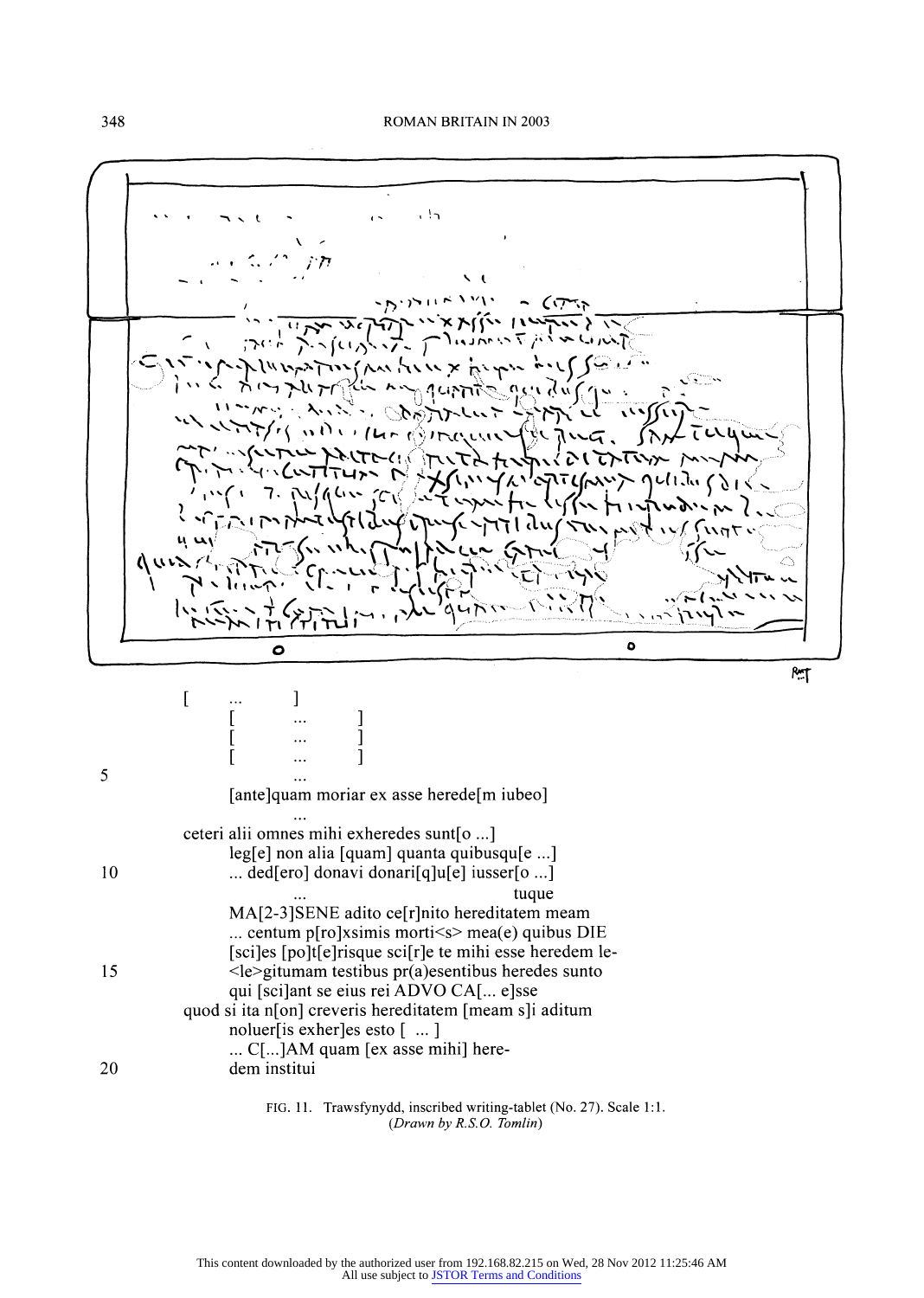[ ... ]
[ ... ]
[ ... ]
[ ... ]

5 ...

[ante]quam moriar ex asse herede[m iubeo]

...

ceteri alii omnes mihi exheredes sunt[o ...]

leg[e] non alia [quam] quanta quibusqu[e ...]

10 ... ded[ero] donavi donari[q]u[e] iusser[o ...]

... tuque

MA[2-3]SENE adito ce[r]nito hereditatem meam

... centum p[ro]xsimis morti<s> mea(e) quibus DIE

[sci]es [po]t[e]risque sci[r]e te mihi esse heredem le-

15 <le>gitumam testibus pr(a)esentibus heredes sunto

qui [sci]ant se eius rei ADVO CA[... e]sse

quod si ita n[on] creveris hereditatem [meam s]i aditum

noluer[is exher]es esto [ ... ]

... C[...]AM quam [ex asse mihi] here-

20 dem institui

FIG. 11. Trawsfynydd, inscribed writing-tablet (No. 27). Scale 1:1. (*Drawn by R.S.O. Tomlin*)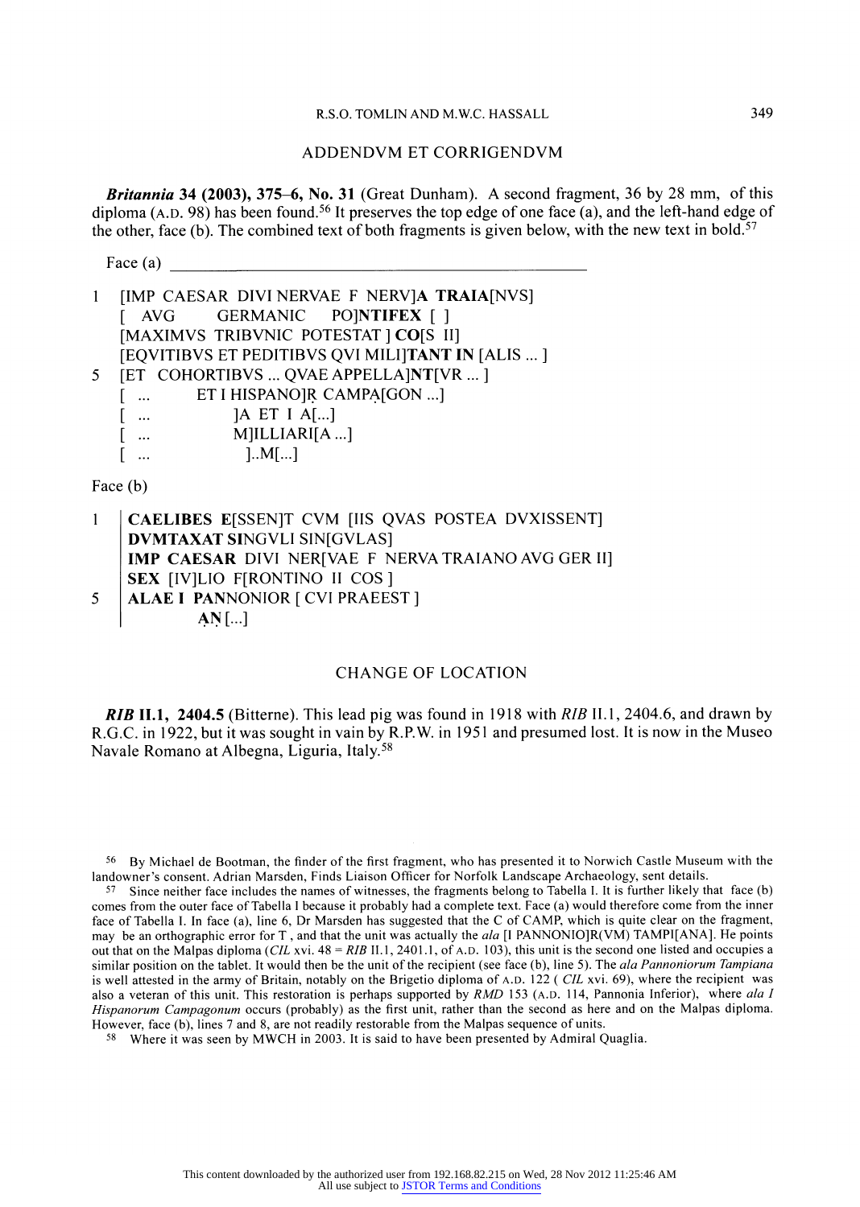## ADDENDVM ET CORRIGENDVM

***Britannia* 34 (2003), 375–6, No. 31** (Great Dunham). A second fragment, 36 by 28 mm, of this diploma (A.D. 98) has been found.[56] It preserves the top edge of one face (a), and the left-hand edge of the other, face (b). The combined text of both fragments is given below, with the new text in bold.[57]

Face (a)

```
1   [IMP CAESAR DIVI NERVAE F NERV]A TRAIA[NVS]
    [ AVG      GERMANIC     PO]NTIFEX [ ]
    [MAXIMVS TRIBVNIC POTESTAT ] CO[S II]
    [EQVITIBVS ET PEDITIBVS QVI MILI]TANT IN [ALIS ... ]
5   [ET COHORTIBVS ... QVAE APPELLA]NT[VR ... ]
    [ ...        ET I HISPANO]Ṛ CAMPẠ[GON ...]
    [ ...              ]A ET I A[...]
    [ ...              M]ILLIARI[A ...]
    [ ...                ]..M[...]
```

Bold (new) text in face (a): **A TRAIA**, **NTIFEX**, **CO**, **TANT IN**, **NT**.

Face (b)

```
1   CAELIBES E[SSEN]T CVM [IIS QVAS POSTEA DVXISSENT]
    DVMTAXAT SINGVLI SIN[GVLAS]
    IMP CAESAR DIVI NER[VAE F NERVA TRAIANO AVG GER II]
    SEX [IV]LIO F[RONTINO II COS ]
5   ALAE I PANNONIOR [ CVI PRAEEST ]
        ẠṆ [...]
```

Bold (new) text in face (b): **CAELIBES E**, **DVMTAXAT SI**, **IMP CAESAR**, **SEX**, **ALAE I PAN**.

## CHANGE OF LOCATION

***RIB* II.1, 2404.5** (Bitterne). This lead pig was found in 1918 with *RIB* II.1, 2404.6, and drawn by R.G.C. in 1922, but it was sought in vain by R.P.W. in 1951 and presumed lost. It is now in the Museo Navale Romano at Albegna, Liguria, Italy.[58]

---

[56] By Michael de Bootman, the finder of the first fragment, who has presented it to Norwich Castle Museum with the landowner's consent. Adrian Marsden, Finds Liaison Officer for Norfolk Landscape Archaeology, sent details.

[57] Since neither face includes the names of witnesses, the fragments belong to Tabella I. It is further likely that face (b) comes from the outer face of Tabella I because it probably had a complete text. Face (a) would therefore come from the inner face of Tabella I. In face (a), line 6, Dr Marsden has suggested that the C of CAMP, which is quite clear on the fragment, may be an orthographic error for T , and that the unit was actually the *ala* [I PANNONIO]R(VM) TAMPI[ANA]. He points out that on the Malpas diploma (*CIL* xvi. 48 = *RIB* II.1, 2401.1, of A.D. 103), this unit is the second one listed and occupies a similar position on the tablet. It would then be the unit of the recipient (see face (b), line 5). The *ala Pannoniorum Tampiana* is well attested in the army of Britain, notably on the Brigetio diploma of A.D. 122 ( *CIL* xvi. 69), where the recipient was also a veteran of this unit. This restoration is perhaps supported by *RMD* 153 (A.D. 114, Pannonia Inferior), where *ala I Hispanorum Campagonum* occurs (probably) as the first unit, rather than the second as here and on the Malpas diploma. However, face (b), lines 7 and 8, are not readily restorable from the Malpas sequence of units.

[58] Where it was seen by MWCH in 2003. It is said to have been presented by Admiral Quaglia.